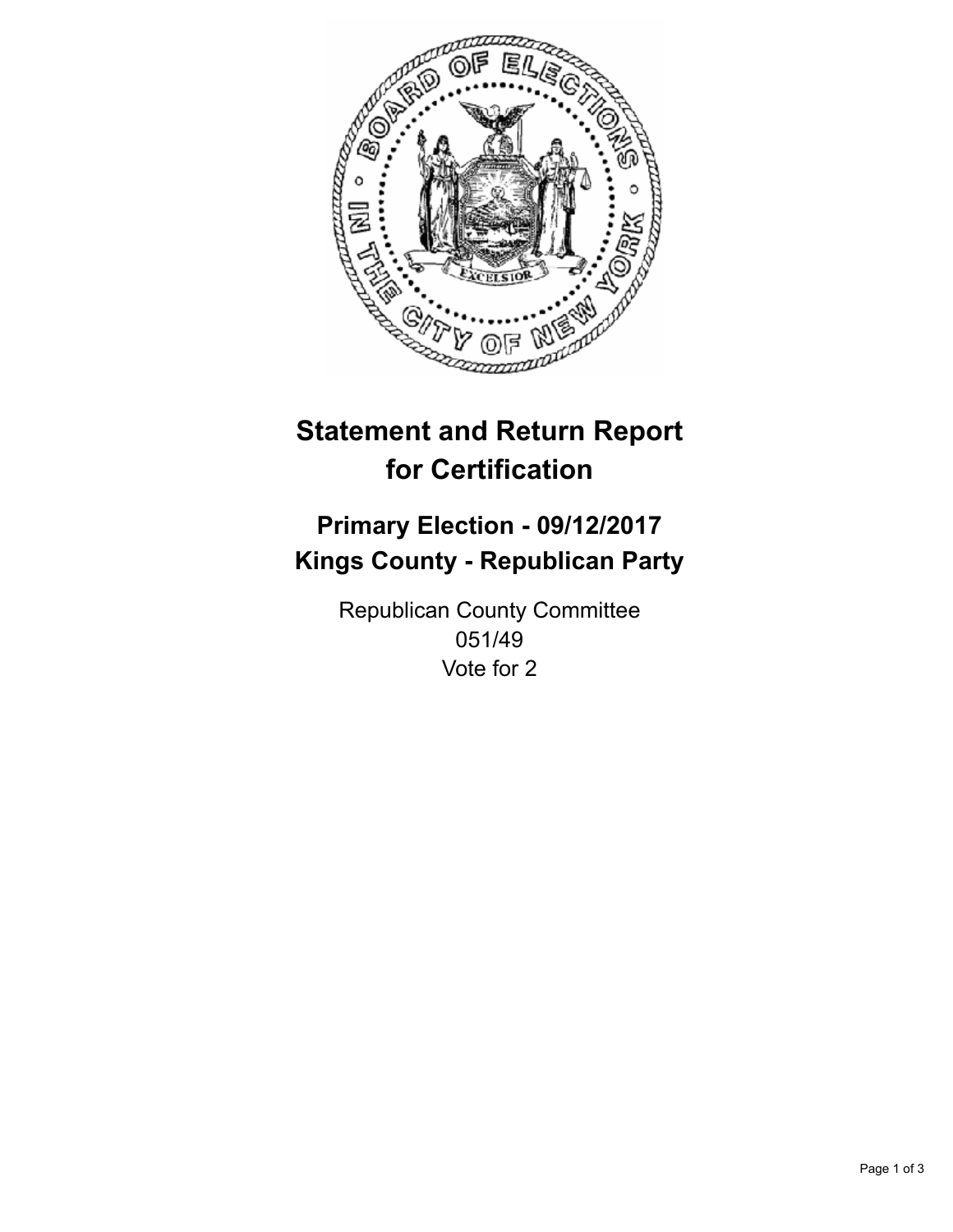# Statement and Return Report for Certification

## Primary Election - 09/12/2017
## Kings County - Republican Party

Republican County Committee
051/49
Vote for 2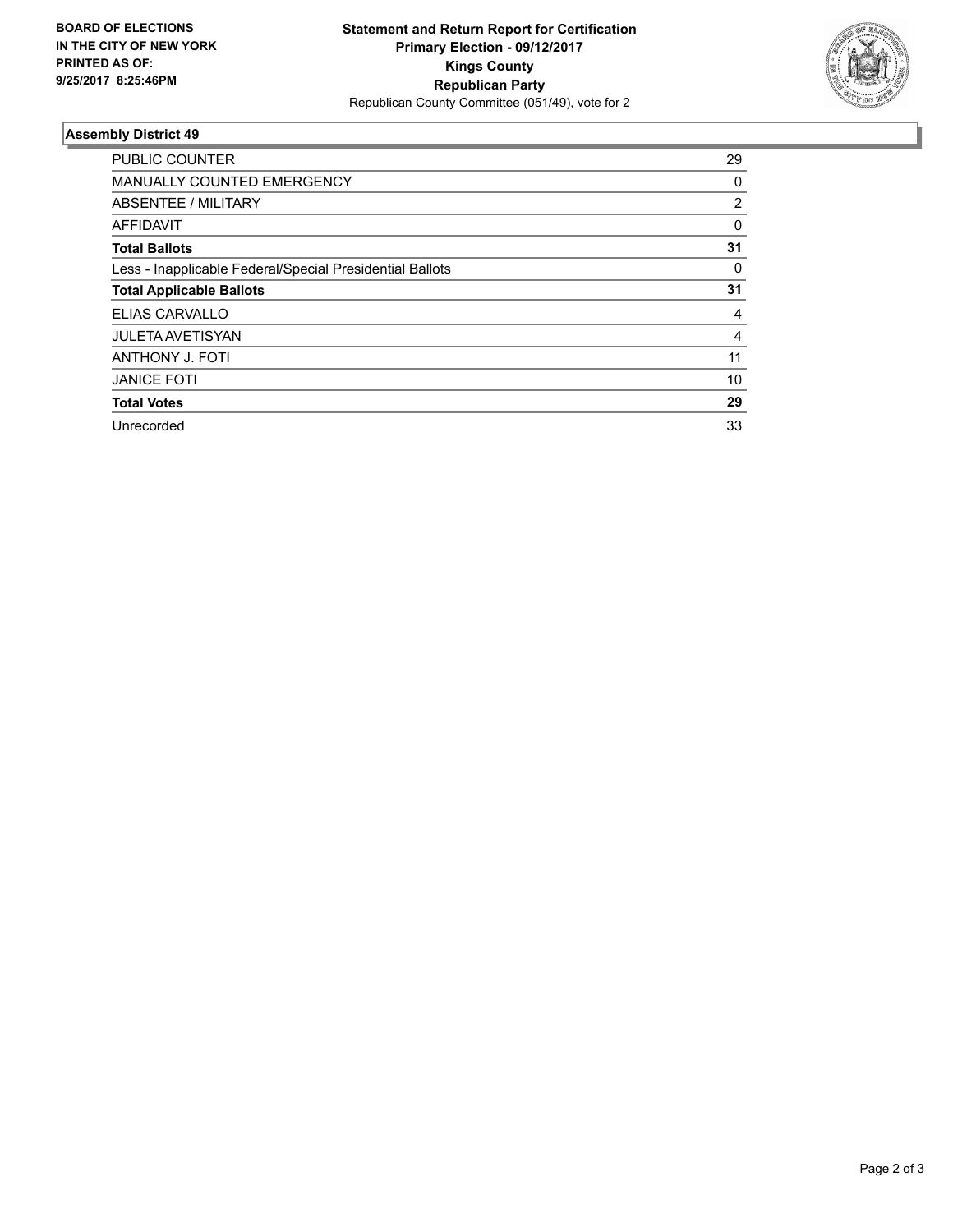**BOARD OF ELECTIONS IN THE CITY OF NEW YORK PRINTED AS OF: 9/25/2017 8:25:46PM**

**Statement and Return Report for Certification**
**Primary Election - 09/12/2017**
**Kings County**
**Republican Party**
Republican County Committee (051/49), vote for 2

## Assembly District 49

| | |
|---|---|
| PUBLIC COUNTER | 29 |
| MANUALLY COUNTED EMERGENCY | 0 |
| ABSENTEE / MILITARY | 2 |
| AFFIDAVIT | 0 |
| **Total Ballots** | **31** |
| Less - Inapplicable Federal/Special Presidential Ballots | 0 |
| **Total Applicable Ballots** | **31** |
| ELIAS CARVALLO | 4 |
| JULETA AVETISYAN | 4 |
| ANTHONY J. FOTI | 11 |
| JANICE FOTI | 10 |
| **Total Votes** | **29** |
| Unrecorded | 33 |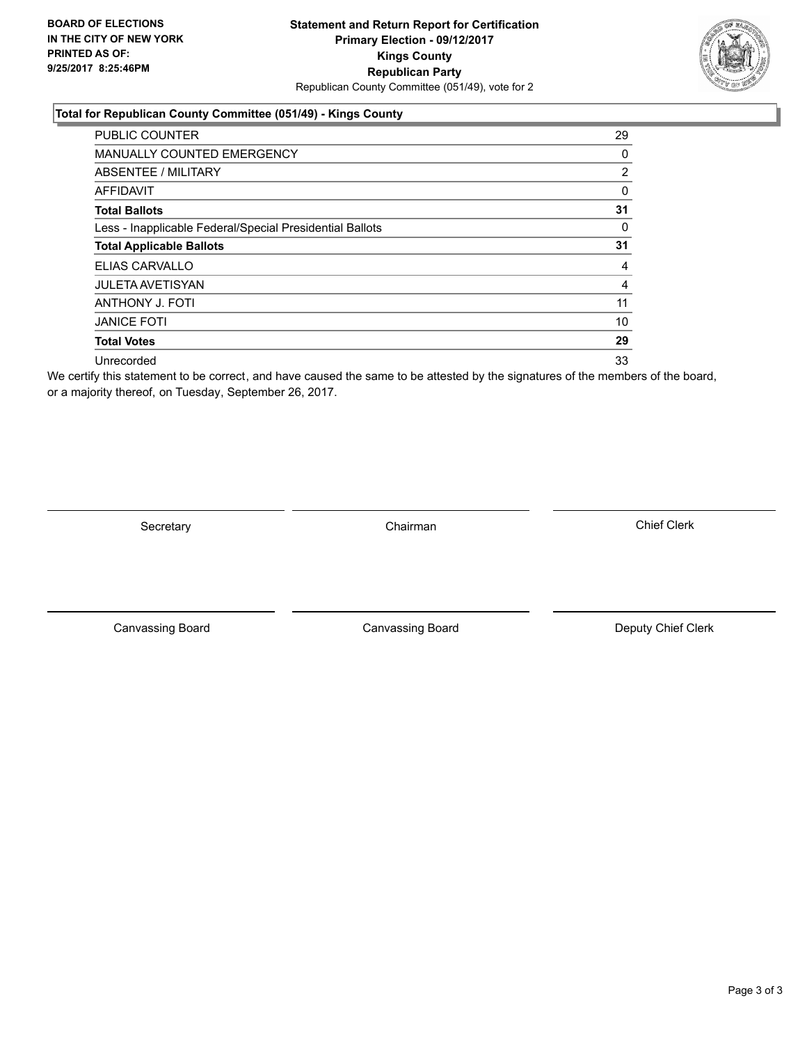**BOARD OF ELECTIONS IN THE CITY OF NEW YORK PRINTED AS OF: 9/25/2017 8:25:46PM**

**Statement and Return Report for Certification**
**Primary Election - 09/12/2017**
**Kings County**
**Republican Party**
Republican County Committee (051/49), vote for 2

### Total for Republican County Committee (051/49) - Kings County

| | |
|---|---|
| PUBLIC COUNTER | 29 |
| MANUALLY COUNTED EMERGENCY | 0 |
| ABSENTEE / MILITARY | 2 |
| AFFIDAVIT | 0 |
| **Total Ballots** | **31** |
| Less - Inapplicable Federal/Special Presidential Ballots | 0 |
| **Total Applicable Ballots** | **31** |
| ELIAS CARVALLO | 4 |
| JULETA AVETISYAN | 4 |
| ANTHONY J. FOTI | 11 |
| JANICE FOTI | 10 |
| **Total Votes** | **29** |
| Unrecorded | 33 |

We certify this statement to be correct, and have caused the same to be attested by the signatures of the members of the board, or a majority thereof, on Tuesday, September 26, 2017.

Secretary

Chairman

Chief Clerk

Canvassing Board

Canvassing Board

Deputy Chief Clerk